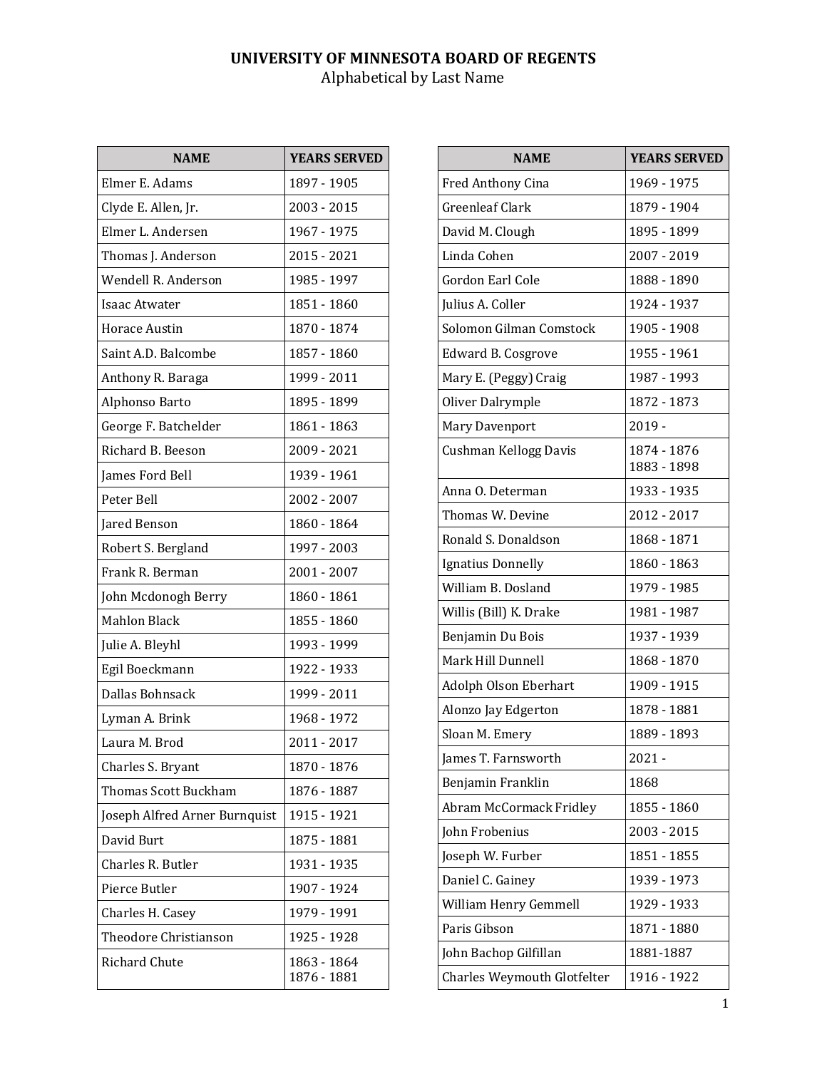# UNIVERSITY OF MINNESOTA BOARD OF REGENTS

Alphabetical by Last Name

| NAME | YEARS SERVED |
|---|---|
| Elmer E. Adams | 1897 - 1905 |
| Clyde E. Allen, Jr. | 2003 - 2015 |
| Elmer L. Andersen | 1967 - 1975 |
| Thomas J. Anderson | 2015 - 2021 |
| Wendell R. Anderson | 1985 - 1997 |
| Isaac Atwater | 1851 - 1860 |
| Horace Austin | 1870 - 1874 |
| Saint A.D. Balcombe | 1857 - 1860 |
| Anthony R. Baraga | 1999 - 2011 |
| Alphonso Barto | 1895 - 1899 |
| George F. Batchelder | 1861 - 1863 |
| Richard B. Beeson | 2009 - 2021 |
| James Ford Bell | 1939 - 1961 |
| Peter Bell | 2002 - 2007 |
| Jared Benson | 1860 - 1864 |
| Robert S. Bergland | 1997 - 2003 |
| Frank R. Berman | 2001 - 2007 |
| John Mcdonogh Berry | 1860 - 1861 |
| Mahlon Black | 1855 - 1860 |
| Julie A. Bleyhl | 1993 - 1999 |
| Egil Boeckmann | 1922 - 1933 |
| Dallas Bohnsack | 1999 - 2011 |
| Lyman A. Brink | 1968 - 1972 |
| Laura M. Brod | 2011 - 2017 |
| Charles S. Bryant | 1870 - 1876 |
| Thomas Scott Buckham | 1876 - 1887 |
| Joseph Alfred Arner Burnquist | 1915 - 1921 |
| David Burt | 1875 - 1881 |
| Charles R. Butler | 1931 - 1935 |
| Pierce Butler | 1907 - 1924 |
| Charles H. Casey | 1979 - 1991 |
| Theodore Christianson | 1925 - 1928 |
| Richard Chute | 1863 - 1864<br>1876 - 1881 |
| Fred Anthony Cina | 1969 - 1975 |
| Greenleaf Clark | 1879 - 1904 |
| David M. Clough | 1895 - 1899 |
| Linda Cohen | 2007 - 2019 |
| Gordon Earl Cole | 1888 - 1890 |
| Julius A. Coller | 1924 - 1937 |
| Solomon Gilman Comstock | 1905 - 1908 |
| Edward B. Cosgrove | 1955 - 1961 |
| Mary E. (Peggy) Craig | 1987 - 1993 |
| Oliver Dalrymple | 1872 - 1873 |
| Mary Davenport | 2019 - |
| Cushman Kellogg Davis | 1874 - 1876<br>1883 - 1898 |
| Anna O. Determan | 1933 - 1935 |
| Thomas W. Devine | 2012 - 2017 |
| Ronald S. Donaldson | 1868 - 1871 |
| Ignatius Donnelly | 1860 - 1863 |
| William B. Dosland | 1979 - 1985 |
| Willis (Bill) K. Drake | 1981 - 1987 |
| Benjamin Du Bois | 1937 - 1939 |
| Mark Hill Dunnell | 1868 - 1870 |
| Adolph Olson Eberhart | 1909 - 1915 |
| Alonzo Jay Edgerton | 1878 - 1881 |
| Sloan M. Emery | 1889 - 1893 |
| James T. Farnsworth | 2021 - |
| Benjamin Franklin | 1868 |
| Abram McCormack Fridley | 1855 - 1860 |
| John Frobenius | 2003 - 2015 |
| Joseph W. Furber | 1851 - 1855 |
| Daniel C. Gainey | 1939 - 1973 |
| William Henry Gemmell | 1929 - 1933 |
| Paris Gibson | 1871 - 1880 |
| John Bachop Gilfillan | 1881-1887 |
| Charles Weymouth Glotfelter | 1916 - 1922 |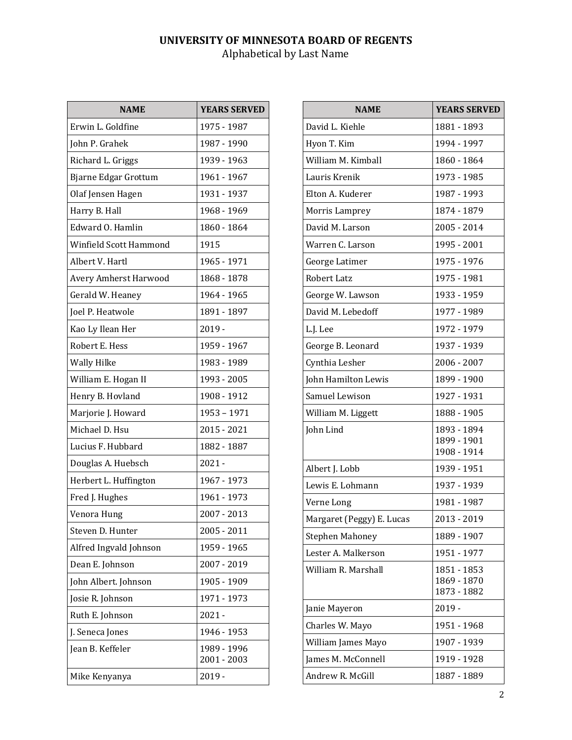**UNIVERSITY OF MINNESOTA BOARD OF REGENTS**
Alphabetical by Last Name

| NAME | YEARS SERVED |
|---|---|
| Erwin L. Goldfine | 1975 - 1987 |
| John P. Grahek | 1987 - 1990 |
| Richard L. Griggs | 1939 - 1963 |
| Bjarne Edgar Grottum | 1961 - 1967 |
| Olaf Jensen Hagen | 1931 - 1937 |
| Harry B. Hall | 1968 - 1969 |
| Edward O. Hamlin | 1860 - 1864 |
| Winfield Scott Hammond | 1915 |
| Albert V. Hartl | 1965 - 1971 |
| Avery Amherst Harwood | 1868 - 1878 |
| Gerald W. Heaney | 1964 - 1965 |
| Joel P. Heatwole | 1891 - 1897 |
| Kao Ly Ilean Her | 2019 - |
| Robert E. Hess | 1959 - 1967 |
| Wally Hilke | 1983 - 1989 |
| William E. Hogan II | 1993 - 2005 |
| Henry B. Hovland | 1908 - 1912 |
| Marjorie J. Howard | 1953 – 1971 |
| Michael D. Hsu | 2015 - 2021 |
| Lucius F. Hubbard | 1882 - 1887 |
| Douglas A. Huebsch | 2021 - |
| Herbert L. Huffington | 1967 - 1973 |
| Fred J. Hughes | 1961 - 1973 |
| Venora Hung | 2007 - 2013 |
| Steven D. Hunter | 2005 - 2011 |
| Alfred Ingvald Johnson | 1959 - 1965 |
| Dean E. Johnson | 2007 - 2019 |
| John Albert. Johnson | 1905 - 1909 |
| Josie R. Johnson | 1971 - 1973 |
| Ruth E. Johnson | 2021 - |
| J. Seneca Jones | 1946 - 1953 |
| Jean B. Keffeler | 1989 - 1996<br>2001 - 2003 |
| Mike Kenyanya | 2019 - |

| NAME | YEARS SERVED |
|---|---|
| David L. Kiehle | 1881 - 1893 |
| Hyon T. Kim | 1994 - 1997 |
| William M. Kimball | 1860 - 1864 |
| Lauris Krenik | 1973 - 1985 |
| Elton A. Kuderer | 1987 - 1993 |
| Morris Lamprey | 1874 - 1879 |
| David M. Larson | 2005 - 2014 |
| Warren C. Larson | 1995 - 2001 |
| George Latimer | 1975 - 1976 |
| Robert Latz | 1975 - 1981 |
| George W. Lawson | 1933 - 1959 |
| David M. Lebedoff | 1977 - 1989 |
| L.J. Lee | 1972 - 1979 |
| George B. Leonard | 1937 - 1939 |
| Cynthia Lesher | 2006 - 2007 |
| John Hamilton Lewis | 1899 - 1900 |
| Samuel Lewison | 1927 - 1931 |
| William M. Liggett | 1888 - 1905 |
| John Lind | 1893 - 1894<br>1899 - 1901<br>1908 - 1914 |
| Albert J. Lobb | 1939 - 1951 |
| Lewis E. Lohmann | 1937 - 1939 |
| Verne Long | 1981 - 1987 |
| Margaret (Peggy) E. Lucas | 2013 - 2019 |
| Stephen Mahoney | 1889 - 1907 |
| Lester A. Malkerson | 1951 - 1977 |
| William R. Marshall | 1851 - 1853<br>1869 - 1870<br>1873 - 1882 |
| Janie Mayeron | 2019 - |
| Charles W. Mayo | 1951 - 1968 |
| William James Mayo | 1907 - 1939 |
| James M. McConnell | 1919 - 1928 |
| Andrew R. McGill | 1887 - 1889 |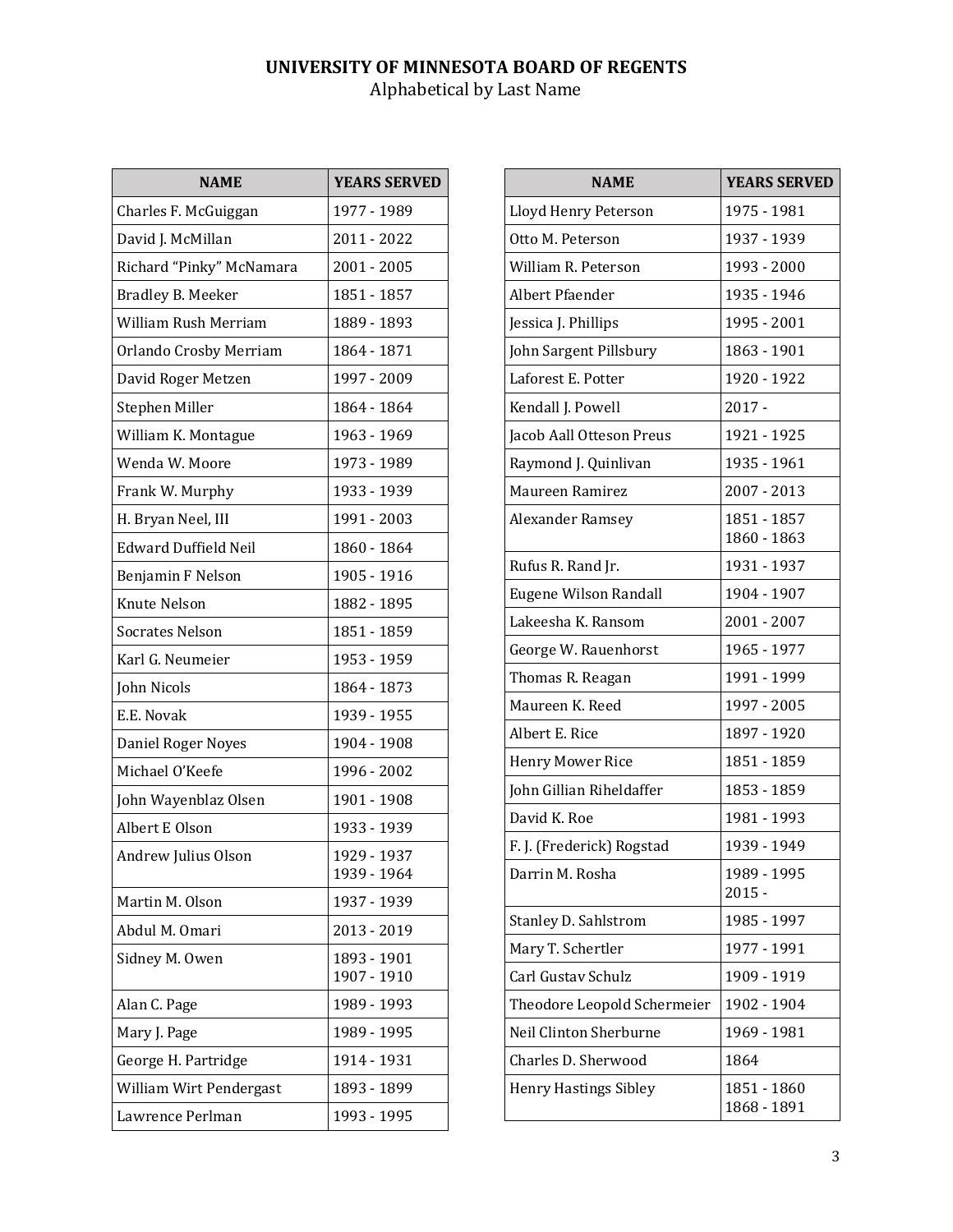**UNIVERSITY OF MINNESOTA BOARD OF REGENTS**
Alphabetical by Last Name

| NAME | YEARS SERVED |
|---|---|
| Charles F. McGuiggan | 1977 - 1989 |
| David J. McMillan | 2011 - 2022 |
| Richard "Pinky" McNamara | 2001 - 2005 |
| Bradley B. Meeker | 1851 - 1857 |
| William Rush Merriam | 1889 - 1893 |
| Orlando Crosby Merriam | 1864 - 1871 |
| David Roger Metzen | 1997 - 2009 |
| Stephen Miller | 1864 - 1864 |
| William K. Montague | 1963 - 1969 |
| Wenda W. Moore | 1973 - 1989 |
| Frank W. Murphy | 1933 - 1939 |
| H. Bryan Neel, III | 1991 - 2003 |
| Edward Duffield Neil | 1860 - 1864 |
| Benjamin F Nelson | 1905 - 1916 |
| Knute Nelson | 1882 - 1895 |
| Socrates Nelson | 1851 - 1859 |
| Karl G. Neumeier | 1953 - 1959 |
| John Nicols | 1864 - 1873 |
| E.E. Novak | 1939 - 1955 |
| Daniel Roger Noyes | 1904 - 1908 |
| Michael O'Keefe | 1996 - 2002 |
| John Wayenblaz Olsen | 1901 - 1908 |
| Albert E Olson | 1933 - 1939 |
| Andrew Julius Olson | 1929 - 1937<br>1939 - 1964 |
| Martin M. Olson | 1937 - 1939 |
| Abdul M. Omari | 2013 - 2019 |
| Sidney M. Owen | 1893 - 1901<br>1907 - 1910 |
| Alan C. Page | 1989 - 1993 |
| Mary J. Page | 1989 - 1995 |
| George H. Partridge | 1914 - 1931 |
| William Wirt Pendergast | 1893 - 1899 |
| Lawrence Perlman | 1993 - 1995 |

| NAME | YEARS SERVED |
|---|---|
| Lloyd Henry Peterson | 1975 - 1981 |
| Otto M. Peterson | 1937 - 1939 |
| William R. Peterson | 1993 - 2000 |
| Albert Pfaender | 1935 - 1946 |
| Jessica J. Phillips | 1995 - 2001 |
| John Sargent Pillsbury | 1863 - 1901 |
| Laforest E. Potter | 1920 - 1922 |
| Kendall J. Powell | 2017 - |
| Jacob Aall Otteson Preus | 1921 - 1925 |
| Raymond J. Quinlivan | 1935 - 1961 |
| Maureen Ramirez | 2007 - 2013 |
| Alexander Ramsey | 1851 - 1857<br>1860 - 1863 |
| Rufus R. Rand Jr. | 1931 - 1937 |
| Eugene Wilson Randall | 1904 - 1907 |
| Lakeesha K. Ransom | 2001 - 2007 |
| George W. Rauenhorst | 1965 - 1977 |
| Thomas R. Reagan | 1991 - 1999 |
| Maureen K. Reed | 1997 - 2005 |
| Albert E. Rice | 1897 - 1920 |
| Henry Mower Rice | 1851 - 1859 |
| John Gillian Riheldaffer | 1853 - 1859 |
| David K. Roe | 1981 - 1993 |
| F. J. (Frederick) Rogstad | 1939 - 1949 |
| Darrin M. Rosha | 1989 - 1995<br>2015 - |
| Stanley D. Sahlstrom | 1985 - 1997 |
| Mary T. Schertler | 1977 - 1991 |
| Carl Gustav Schulz | 1909 - 1919 |
| Theodore Leopold Schermeier | 1902 - 1904 |
| Neil Clinton Sherburne | 1969 - 1981 |
| Charles D. Sherwood | 1864 |
| Henry Hastings Sibley | 1851 - 1860<br>1868 - 1891 |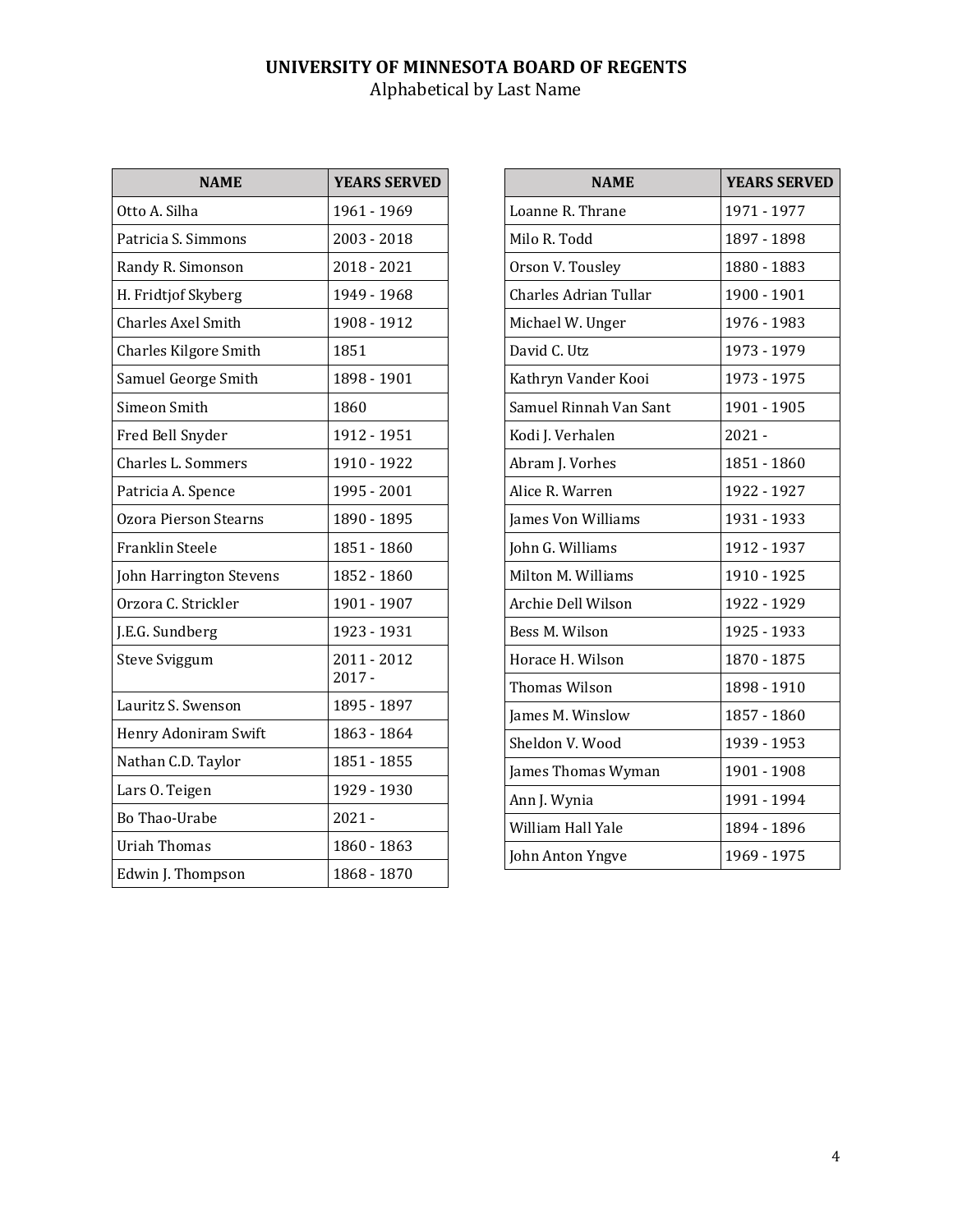**UNIVERSITY OF MINNESOTA BOARD OF REGENTS**
Alphabetical by Last Name

| NAME | YEARS SERVED |
|---|---|
| Otto A. Silha | 1961 - 1969 |
| Patricia S. Simmons | 2003 - 2018 |
| Randy R. Simonson | 2018 - 2021 |
| H. Fridtjof Skyberg | 1949 - 1968 |
| Charles Axel Smith | 1908 - 1912 |
| Charles Kilgore Smith | 1851 |
| Samuel George Smith | 1898 - 1901 |
| Simeon Smith | 1860 |
| Fred Bell Snyder | 1912 - 1951 |
| Charles L. Sommers | 1910 - 1922 |
| Patricia A. Spence | 1995 - 2001 |
| Ozora Pierson Stearns | 1890 - 1895 |
| Franklin Steele | 1851 - 1860 |
| John Harrington Stevens | 1852 - 1860 |
| Orzora C. Strickler | 1901 - 1907 |
| J.E.G. Sundberg | 1923 - 1931 |
| Steve Sviggum | 2011 - 2012<br>2017 - |
| Lauritz S. Swenson | 1895 - 1897 |
| Henry Adoniram Swift | 1863 - 1864 |
| Nathan C.D. Taylor | 1851 - 1855 |
| Lars O. Teigen | 1929 - 1930 |
| Bo Thao-Urabe | 2021 - |
| Uriah Thomas | 1860 - 1863 |
| Edwin J. Thompson | 1868 - 1870 |

| NAME | YEARS SERVED |
|---|---|
| Loanne R. Thrane | 1971 - 1977 |
| Milo R. Todd | 1897 - 1898 |
| Orson V. Tousley | 1880 - 1883 |
| Charles Adrian Tullar | 1900 - 1901 |
| Michael W. Unger | 1976 - 1983 |
| David C. Utz | 1973 - 1979 |
| Kathryn Vander Kooi | 1973 - 1975 |
| Samuel Rinnah Van Sant | 1901 - 1905 |
| Kodi J. Verhalen | 2021 - |
| Abram J. Vorhes | 1851 - 1860 |
| Alice R. Warren | 1922 - 1927 |
| James Von Williams | 1931 - 1933 |
| John G. Williams | 1912 - 1937 |
| Milton M. Williams | 1910 - 1925 |
| Archie Dell Wilson | 1922 - 1929 |
| Bess M. Wilson | 1925 - 1933 |
| Horace H. Wilson | 1870 - 1875 |
| Thomas Wilson | 1898 - 1910 |
| James M. Winslow | 1857 - 1860 |
| Sheldon V. Wood | 1939 - 1953 |
| James Thomas Wyman | 1901 - 1908 |
| Ann J. Wynia | 1991 - 1994 |
| William Hall Yale | 1894 - 1896 |
| John Anton Yngve | 1969 - 1975 |